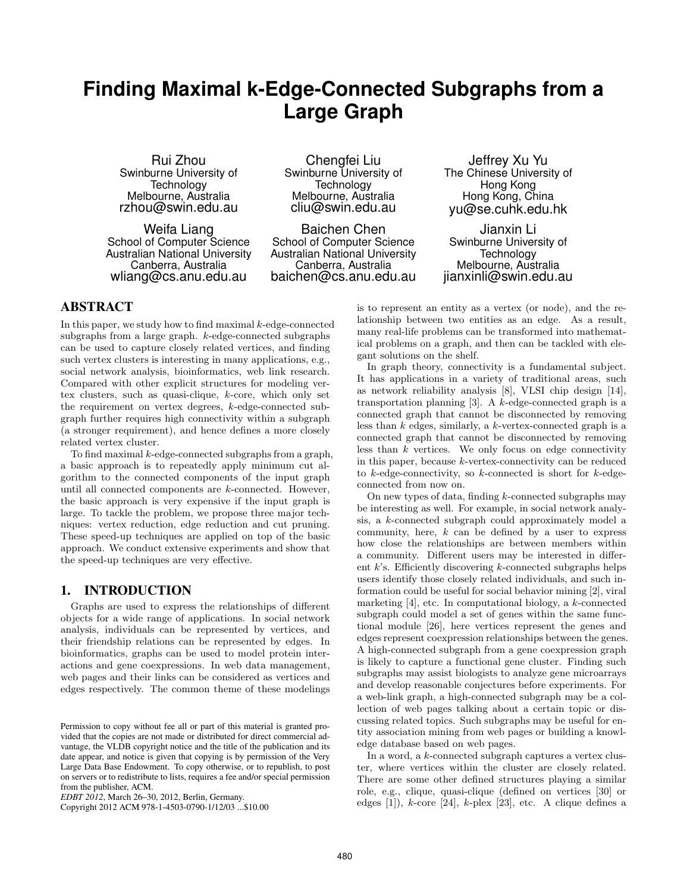# Finding Maximal k-Edge-Connected Subgraphs from a Large Graph

Rui Zhou
Swinburne University of Technology
Melbourne, Australia
rzhou@swin.edu.au

Chengfei Liu
Swinburne University of Technology
Melbourne, Australia
cliu@swin.edu.au

Jeffrey Xu Yu
The Chinese University of Hong Kong
Hong Kong, China
yu@se.cuhk.edu.hk

Weifa Liang
School of Computer Science
Australian National University
Canberra, Australia
wliang@cs.anu.edu.au

Baichen Chen
School of Computer Science
Australian National University
Canberra, Australia
baichen@cs.anu.edu.au

Jianxin Li
Swinburne University of Technology
Melbourne, Australia
jianxinli@swin.edu.au

## ABSTRACT

In this paper, we study how to find maximal $k$-edge-connected subgraphs from a large graph. $k$-edge-connected subgraphs can be used to capture closely related vertices, and finding such vertex clusters is interesting in many applications, e.g., social network analysis, bioinformatics, web link research. Compared with other explicit structures for modeling vertex clusters, such as quasi-clique, $k$-core, which only set the requirement on vertex degrees, $k$-edge-connected subgraph further requires high connectivity within a subgraph (a stronger requirement), and hence defines a more closely related vertex cluster.

To find maximal $k$-edge-connected subgraphs from a graph, a basic approach is to repeatedly apply minimum cut algorithm to the connected components of the input graph until all connected components are $k$-connected. However, the basic approach is very expensive if the input graph is large. To tackle the problem, we propose three major techniques: vertex reduction, edge reduction and cut pruning. These speed-up techniques are applied on top of the basic approach. We conduct extensive experiments and show that the speed-up techniques are very effective.

Permission to copy without fee all or part of this material is granted provided that the copies are not made or distributed for direct commercial advantage, the VLDB copyright notice and the title of the publication and its date appear, and notice is given that copying is by permission of the Very Large Data Base Endowment. To copy otherwise, or to republish, to post on servers or to redistribute to lists, requires a fee and/or special permission from the publisher, ACM.
*EDBT 2012*, March 26–30, 2012, Berlin, Germany.
Copyright 2012 ACM 978-1-4503-0790-1/12/03 ...$10.00

## 1. INTRODUCTION

Graphs are used to express the relationships of different objects for a wide range of applications. In social network analysis, individuals can be represented by vertices, and their friendship relations can be represented by edges. In bioinformatics, graphs can be used to model protein interactions and gene coexpressions. In web data management, web pages and their links can be considered as vertices and edges respectively. The common theme of these modelings is to represent an entity as a vertex (or node), and the relationship between two entities as an edge. As a result, many real-life problems can be transformed into mathematical problems on a graph, and then can be tackled with elegant solutions on the shelf.

In graph theory, connectivity is a fundamental subject. It has applications in a variety of traditional areas, such as network reliability analysis [8], VLSI chip design [14], transportation planning [3]. A $k$-edge-connected graph is a connected graph that cannot be disconnected by removing less than $k$ edges, similarly, a $k$-vertex-connected graph is a connected graph that cannot be disconnected by removing less than $k$ vertices. We only focus on edge connectivity in this paper, because $k$-vertex-connectivity can be reduced to $k$-edge-connectivity, so $k$-connected is short for $k$-edge-connected from now on.

On new types of data, finding $k$-connected subgraphs may be interesting as well. For example, in social network analysis, a $k$-connected subgraph could approximately model a community, here, $k$ can be defined by a user to express how close the relationships are between members within a community. Different users may be interested in different $k$'s. Efficiently discovering $k$-connected subgraphs helps users identify those closely related individuals, and such information could be useful for social behavior mining [2], viral marketing [4], etc. In computational biology, a $k$-connected subgraph could model a set of genes within the same functional module [26], here vertices represent the genes and edges represent coexpression relationships between the genes. A high-connected subgraph from a gene coexpression graph is likely to capture a functional gene cluster. Finding such subgraphs may assist biologists to analyze gene microarrays and develop reasonable conjectures before experiments. For a web-link graph, a high-connected subgraph may be a collection of web pages talking about a certain topic or discussing related topics. Such subgraphs may be useful for entity association mining from web pages or building a knowledge database based on web pages.

In a word, a $k$-connected subgraph captures a vertex cluster, where vertices within the cluster are closely related. There are some other defined structures playing a similar role, e.g., clique, quasi-clique (defined on vertices [30] or edges [1]), $k$-core [24], $k$-plex [23], etc. A clique defines a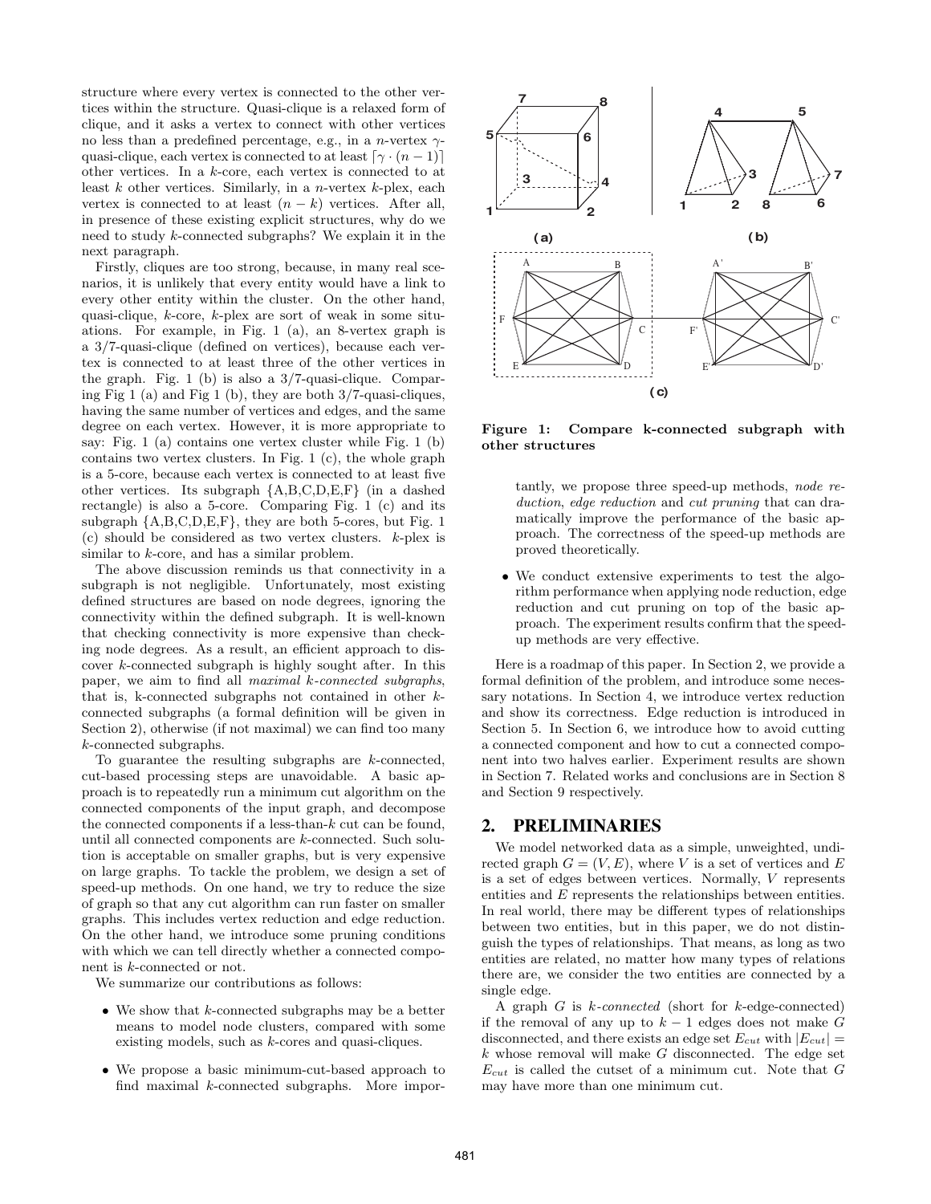structure where every vertex is connected to the other vertices within the structure. Quasi-clique is a relaxed form of clique, and it asks a vertex to connect with other vertices no less than a predefined percentage, e.g., in a $n$-vertex $\gamma$-quasi-clique, each vertex is connected to at least $\lceil \gamma \cdot (n-1) \rceil$ other vertices. In a $k$-core, each vertex is connected to at least $k$ other vertices. Similarly, in a $n$-vertex $k$-plex, each vertex is connected to at least $(n - k)$ vertices. After all, in presence of these existing explicit structures, why do we need to study $k$-connected subgraphs? We explain it in the next paragraph.

Firstly, cliques are too strong, because, in many real scenarios, it is unlikely that every entity would have a link to every other entity within the cluster. On the other hand, quasi-clique, $k$-core, $k$-plex are sort of weak in some situations. For example, in Fig. 1 (a), an 8-vertex graph is a 3/7-quasi-clique (defined on vertices), because each vertex is connected to at least three of the other vertices in the graph. Fig. 1 (b) is also a 3/7-quasi-clique. Comparing Fig 1 (a) and Fig 1 (b), they are both 3/7-quasi-cliques, having the same number of vertices and edges, and the same degree on each vertex. However, it is more appropriate to say: Fig. 1 (a) contains one vertex cluster while Fig. 1 (b) contains two vertex clusters. In Fig. 1 (c), the whole graph is a 5-core, because each vertex is connected to at least five other vertices. Its subgraph {A,B,C,D,E,F} (in a dashed rectangle) is also a 5-core. Comparing Fig. 1 (c) and its subgraph {A,B,C,D,E,F}, they are both 5-cores, but Fig. 1 (c) should be considered as two vertex clusters. $k$-plex is similar to $k$-core, and has a similar problem.

The above discussion reminds us that connectivity in a subgraph is not negligible. Unfortunately, most existing defined structures are based on node degrees, ignoring the connectivity within the defined subgraph. It is well-known that checking connectivity is more expensive than checking node degrees. As a result, an efficient approach to discover $k$-connected subgraph is highly sought after. In this paper, we aim to find all *maximal k-connected subgraphs*, that is, k-connected subgraphs not contained in other $k$-connected subgraphs (a formal definition will be given in Section 2), otherwise (if not maximal) we can find too many $k$-connected subgraphs.

To guarantee the resulting subgraphs are $k$-connected, cut-based processing steps are unavoidable. A basic approach is to repeatedly run a minimum cut algorithm on the connected components of the input graph, and decompose the connected components if a less-than-$k$ cut can be found, until all connected components are $k$-connected. Such solution is acceptable on smaller graphs, but is very expensive on large graphs. To tackle the problem, we design a set of speed-up methods. On one hand, we try to reduce the size of graph so that any cut algorithm can run faster on smaller graphs. This includes vertex reduction and edge reduction. On the other hand, we introduce some pruning conditions with which we can tell directly whether a connected component is $k$-connected or not.

We summarize our contributions as follows:

- We show that $k$-connected subgraphs may be a better means to model node clusters, compared with some existing models, such as $k$-cores and quasi-cliques.
- We propose a basic minimum-cut-based approach to find maximal $k$-connected subgraphs. More importantly, we propose three speed-up methods, *node reduction*, *edge reduction* and *cut pruning* that can dramatically improve the performance of the basic approach. The correctness of the speed-up methods are proved theoretically.
- We conduct extensive experiments to test the algorithm performance when applying node reduction, edge reduction and cut pruning on top of the basic approach. The experiment results confirm that the speed-up methods are very effective.

**Figure 1: Compare k-connected subgraph with other structures**

Here is a roadmap of this paper. In Section 2, we provide a formal definition of the problem, and introduce some necessary notations. In Section 4, we introduce vertex reduction and show its correctness. Edge reduction is introduced in Section 5. In Section 6, we introduce how to avoid cutting a connected component into two halves earlier and how to cut a connected component into two halves earlier. Experiment results are shown in Section 7. Related works and conclusions are in Section 8 and Section 9 respectively.

## 2. PRELIMINARIES

We model networked data as a simple, unweighted, undirected graph $G = (V, E)$, where $V$ is a set of vertices and $E$ is a set of edges between vertices. Normally, $V$ represents entities and $E$ represents the relationships between entities. In real world, there may be different types of relationships between two entities, but in this paper, we do not distinguish the types of relationships. That means, as long as two entities are related, no matter how many types of relations there are, we consider the two entities are connected by a single edge.

A graph $G$ is *k-connected* (short for $k$-edge-connected) if the removal of any up to $k - 1$ edges does not make $G$ disconnected, and there exists an edge set $E_{cut}$ with $|E_{cut}| = k$ whose removal will make $G$ disconnected. The edge set $E_{cut}$ is called the cutset of a minimum cut. Note that $G$ may have more than one minimum cut.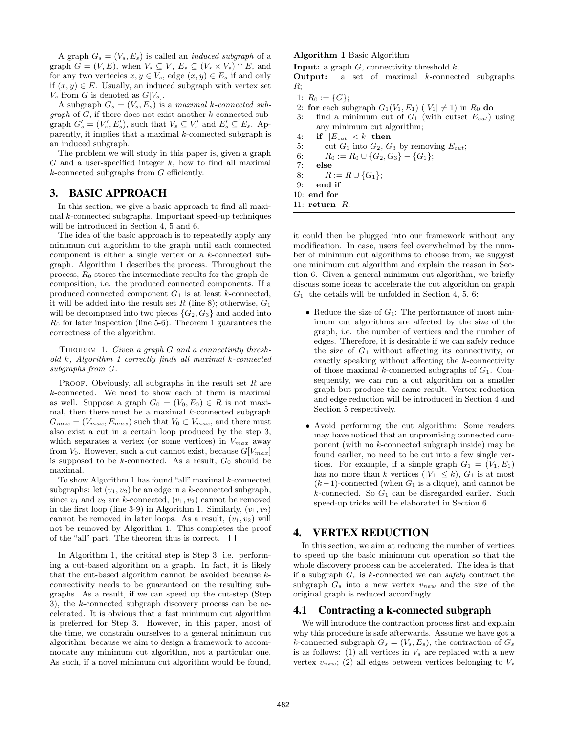A graph $G_s = (V_s, E_s)$ is called an *induced subgraph* of a graph $G = (V, E)$, when $V_s \subseteq V$, $E_s \subseteq (V_s \times V_s) \cap E$, and for any two vertecies $x, y \in V_s$, edge $(x, y) \in E_s$ if and only if $(x, y) \in E$. Usually, an induced subgraph with vertex set $V_s$ from $G$ is denoted as $G[V_s]$.

A subgraph $G_s = (V_s, E_s)$ is a *maximal k-connected subgraph* of $G$, if there does not exist another $k$-connected subgraph $G'_s = (V'_s, E'_s)$, such that $V_s \subseteq V'_s$ and $E'_s \subseteq E_s$. Apparently, it implies that a maximal $k$-connected subgraph is an induced subgraph.

The problem we will study in this paper is, given a graph $G$ and a user-specified integer $k$, how to find all maximal $k$-connected subgraphs from $G$ efficiently.

# 3. BASIC APPROACH

In this section, we give a basic approach to find all maximal $k$-connected subgraphs. Important speed-up techniques will be introduced in Section 4, 5 and 6.

The idea of the basic approach is to repeatedly apply any minimum cut algorithm to the graph until each connected component is either a single vertex or a $k$-connected subgraph. Algorithm 1 describes the process. Throughout the process, $R_0$ stores the intermediate results for the graph decomposition, i.e. the produced connected components. If a produced connected component $G_1$ is at least $k$-connected, it will be added into the result set $R$ (line 8); otherwise, $G_1$ will be decomposed into two pieces $\{G_2, G_3\}$ and added into $R_0$ for later inspection (line 5-6). Theorem 1 guarantees the correctness of the algorithm.

THEOREM 1. *Given a graph $G$ and a connectivity threshold $k$, Algorithm 1 correctly finds all maximal $k$-connected subgraphs from $G$.*

PROOF. Obviously, all subgraphs in the result set $R$ are $k$-connected. We need to show each of them is maximal as well. Suppose a graph $G_0 = (V_0, E_0) \in R$ is not maximal, then there must be a maximal $k$-connected subgraph $G_{max} = (V_{max}, E_{max})$ such that $V_0 \subset V_{max}$, and there must also exist a cut in a certain loop produced by the step 3, which separates a vertex (or some vertices) in $V_{max}$ away from $V_0$. However, such a cut cannot exist, because $G[V_{max}]$ is supposed to be $k$-connected. As a result, $G_0$ should be maximal.

To show Algorithm 1 has found "all" maximal $k$-connected subgraphs: let $(v_1, v_2)$ be an edge in a $k$-connected subgraph, since $v_1$ and $v_2$ are $k$-connected, $(v_1, v_2)$ cannot be removed in the first loop (line 3-9) in Algorithm 1. Similarly, $(v_1, v_2)$ cannot be removed in later loops. As a result, $(v_1, v_2)$ will not be removed by Algorithm 1. This completes the proof of the "all" part. The theorem thus is correct. □

In Algorithm 1, the critical step is Step 3, i.e. performing a cut-based algorithm on a graph. In fact, it is likely that the cut-based algorithm cannot be avoided because $k$-connectivity needs to be guaranteed on the resulting subgraphs. As a result, if we can speed up the cut-step (Step 3), the $k$-connected subgraph discovery process can be accelerated. It is obvious that a fast minimum cut algorithm is preferred for Step 3. However, in this paper, most of the time, we constrain ourselves to a general minimum cut algorithm, because we aim to design a framework to accommodate any minimum cut algorithm, not a particular one. As such, if a novel minimum cut algorithm would be found,

**Algorithm 1** Basic Algorithm

**Input:** a graph $G$, connectivity threshold $k$;
**Output:** a set of maximal $k$-connected subgraphs $R$;

```
1: R_0 := {G};
2: for each subgraph G_1(V_1, E_1) (|V_1| ≠ 1) in R_0 do
3:    find a minimum cut of G_1 (with cutset E_cut) using
      any minimum cut algorithm;
4:    if |E_cut| < k then
5:       cut G_1 into G_2, G_3 by removing E_cut;
6:       R_0 := R_0 ∪ {G_2, G_3} − {G_1};
7:    else
8:       R := R ∪ {G_1};
9:    end if
10: end for
11: return R;
```

it could then be plugged into our framework without any modification. In case, users feel overwhelmed by the number of minimum cut algorithms to choose from, we suggest one minimum cut algorithm and explain the reason in Section 6. Given a general minimum cut algorithm, we briefly discuss some ideas to accelerate the cut algorithm on graph $G_1$, the details will be unfolded in Section 4, 5, 6:

- Reduce the size of $G_1$: The performance of most minimum cut algorithms are affected by the size of the graph, i.e. the number of vertices and the number of edges. Therefore, it is desirable if we can safely reduce the size of $G_1$ without affecting its connectivity, or exactly speaking without affecting the $k$-connectivity of those maximal $k$-connected subgraphs of $G_1$. Consequently, we can run a cut algorithm on a smaller graph but produce the same result. Vertex reduction and edge reduction will be introduced in Section 4 and Section 5 respectively.
- Avoid performing the cut algorithm: Some readers may have noticed that an unpromising connected component (with no $k$-connected subgraph inside) may be found earlier, no need to be cut into a few single vertices. For example, if a simple graph $G_1 = (V_1, E_1)$ has no more than $k$ vertices ($|V_1| \leq k$), $G_1$ is at most $(k-1)$-connected (when $G_1$ is a clique), and cannot be $k$-connected. So $G_1$ can be disregarded earlier. Such speed-up tricks will be elaborated in Section 6.

# 4. VERTEX REDUCTION

In this section, we aim at reducing the number of vertices to speed up the basic minimum cut operation so that the whole discovery process can be accelerated. The idea is that if a subgraph $G_s$ is $k$-connected we can *safely* contract the subgraph $G_s$ into a new vertex $v_{new}$ and the size of the original graph is reduced accordingly.

## 4.1 Contracting a k-connected subgraph

We will introduce the contraction process first and explain why this procedure is safe afterwards. Assume we have got a $k$-connected subgraph $G_s = (V_s, E_s)$, the contraction of $G_s$ is as follows: (1) all vertices in $V_s$ are replaced with a new vertex $v_{new}$; (2) all edges between vertices belonging to $V_s$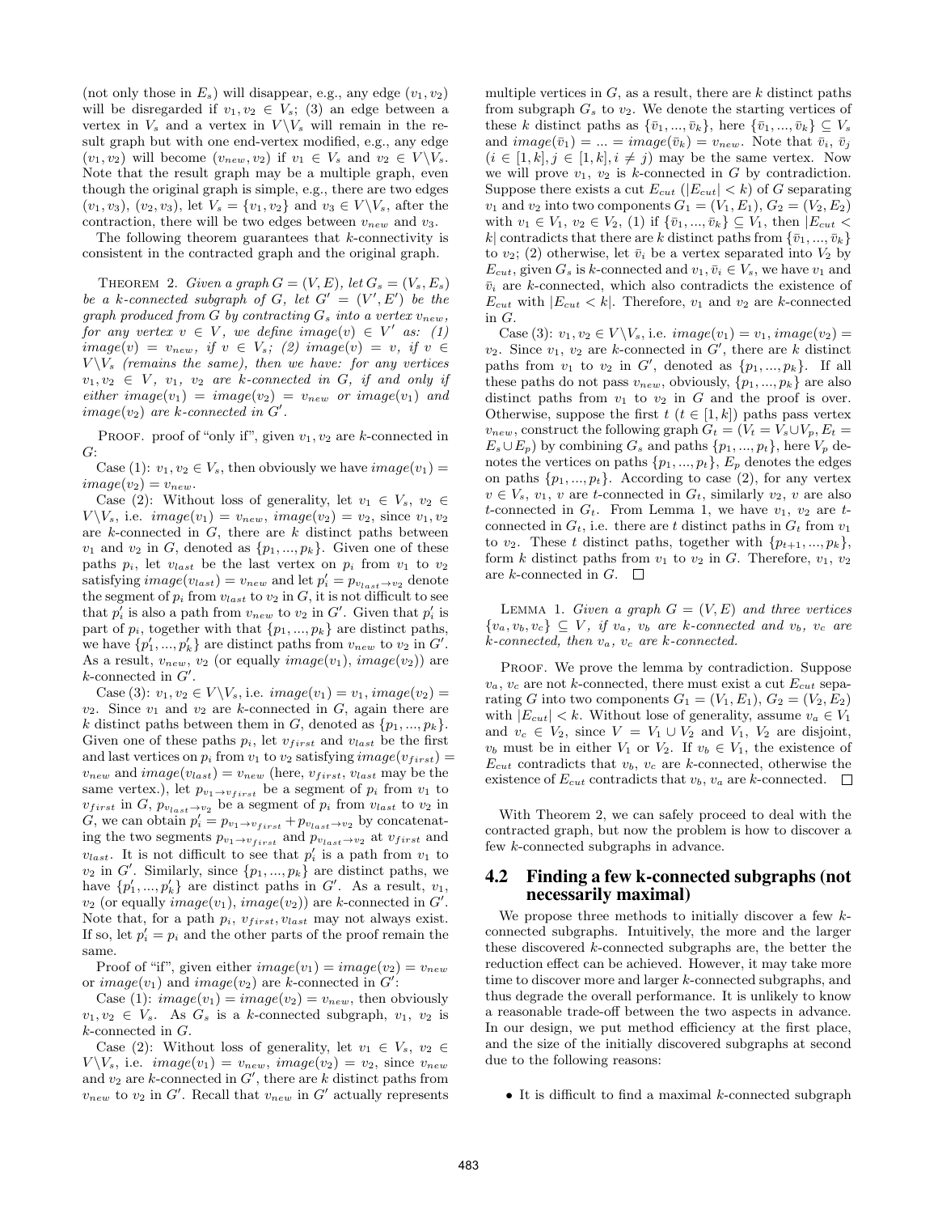(not only those in $E_s$) will disappear, e.g., any edge $(v_1, v_2)$ will be disregarded if $v_1, v_2 \in V_s$; (3) an edge between a vertex in $V_s$ and a vertex in $V \backslash V_s$ will remain in the result graph but with one end-vertex modified, e.g., any edge $(v_1, v_2)$ will become $(v_{new}, v_2)$ if $v_1 \in V_s$ and $v_2 \in V \backslash V_s$. Note that the result graph may be a multiple graph, even though the original graph is simple, e.g., there are two edges $(v_1, v_3)$, $(v_2, v_3)$, let $V_s = \{v_1, v_2\}$ and $v_3 \in V \backslash V_s$, after the contraction, there will be two edges between $v_{new}$ and $v_3$.

The following theorem guarantees that $k$-connectivity is consistent in the contracted graph and the original graph.

THEOREM 2. *Given a graph $G = (V, E)$, let $G_s = (V_s, E_s)$ be a $k$-connected subgraph of $G$, let $G' = (V', E')$ be the graph produced from $G$ by contracting $G_s$ into a vertex $v_{new}$, for any vertex $v \in V$, we define $image(v) \in V'$ as: (1) $image(v) = v_{new}$, if $v \in V_s$; (2) $image(v) = v$, if $v \in V \backslash V_s$ (remains the same), then we have: for any vertices $v_1, v_2 \in V$, $v_1$, $v_2$ are $k$-connected in $G$, if and only if either $image(v_1) = image(v_2) = v_{new}$ or $image(v_1)$ and $image(v_2)$ are $k$-connected in $G'$.*

PROOF. proof of "only if", given $v_1, v_2$ are $k$-connected in $G$:

Case (1): $v_1, v_2 \in V_s$, then obviously we have $image(v_1) = image(v_2) = v_{new}$.

Case (2): Without loss of generality, let $v_1 \in V_s$, $v_2 \in V \backslash V_s$, i.e. $image(v_1) = v_{new}$, $image(v_2) = v_2$, since $v_1, v_2$ are $k$-connected in $G$, there are $k$ distinct paths between $v_1$ and $v_2$ in $G$, denoted as $\{p_1, ..., p_k\}$. Given one of these paths $p_i$, let $v_{last}$ be the last vertex on $p_i$ from $v_1$ to $v_2$ satisfying $image(v_{last}) = v_{new}$ and let $p'_i = p_{v_{last} \to v_2}$ denote the segment of $p_i$ from $v_{last}$ to $v_2$ in $G$, it is not difficult to see that $p'_i$ is also a path from $v_{new}$ to $v_2$ in $G'$. Given that $p'_i$ is part of $p_i$, together with that $\{p_1, ..., p_k\}$ are distinct paths, we have $\{p'_1, ..., p'_k\}$ are distinct paths from $v_{new}$ to $v_2$ in $G'$. As a result, $v_{new}$, $v_2$ (or equally $image(v_1)$, $image(v_2)$) are $k$-connected in $G'$.

Case (3): $v_1, v_2 \in V \backslash V_s$, i.e. $image(v_1) = v_1$, $image(v_2) = v_2$. Since $v_1$ and $v_2$ are $k$-connected in $G$, again there are $k$ distinct paths between them in $G$, denoted as $\{p_1, ..., p_k\}$. Given one of these paths $p_i$, let $v_{first}$ and $v_{last}$ be the first and last vertices on $p_i$ from $v_1$ to $v_2$ satisfying $image(v_{first}) = v_{new}$ and $image(v_{last}) = v_{new}$ (here, $v_{first}$, $v_{last}$ may be the same vertex.), let $p_{v_1 \to v_{first}}$ be a segment of $p_i$ from $v_1$ to $v_{first}$ in $G$, $p_{v_{last} \to v_2}$ be a segment of $p_i$ from $v_{last}$ to $v_2$ in $G$, we can obtain $p'_i = p_{v_1 \to v_{first}} + p_{v_{last} \to v_2}$ by concatenating the two segments $p_{v_1 \to v_{first}}$ and $p_{v_{last} \to v_2}$ at $v_{first}$ and $v_{last}$. It is not difficult to see that $p'_i$ is a path from $v_1$ to $v_2$ in $G'$. Similarly, since $\{p_1, ..., p_k\}$ are distinct paths, we have $\{p'_1, ..., p'_k\}$ are distinct paths in $G'$. As a result, $v_1$, $v_2$ (or equally $image(v_1)$, $image(v_2)$) are $k$-connected in $G'$. Note that, for a path $p_i$, $v_{first}, v_{last}$ may not always exist. If so, let $p'_i = p_i$ and the other parts of the proof remain the same.

Proof of "if", given either $image(v_1) = image(v_2) = v_{new}$ or $image(v_1)$ and $image(v_2)$ are $k$-connected in $G'$:

Case (1): $image(v_1) = image(v_2) = v_{new}$, then obviously $v_1, v_2 \in V_s$. As $G_s$ is a $k$-connected subgraph, $v_1$, $v_2$ is $k$-connected in $G$.

Case (2): Without loss of generality, let $v_1 \in V_s$, $v_2 \in V \backslash V_s$, i.e. $image(v_1) = v_{new}$, $image(v_2) = v_2$, since $v_{new}$ and $v_2$ are $k$-connected in $G'$, there are $k$ distinct paths from $v_{new}$ to $v_2$ in $G'$. Recall that $v_{new}$ in $G'$ actually represents multiple vertices in $G$, as a result, there are $k$ distinct paths from subgraph $G_s$ to $v_2$. We denote the starting vertices of these $k$ distinct paths as $\{\bar{v}_1, ..., \bar{v}_k\}$, here $\{\bar{v}_1, ..., \bar{v}_k\} \subseteq V_s$ and $image(\bar{v}_1) = ... = image(\bar{v}_k) = v_{new}$. Note that $\bar{v}_i$, $\bar{v}_j$ $(i \in [1, k], j \in [1, k], i \neq j)$ may be the same vertex. Now we will prove $v_1$, $v_2$ is $k$-connected in $G$ by contradiction. Suppose there exists a cut $E_{cut}$ $(|E_{cut}| < k)$ of $G$ separating $v_1$ and $v_2$ into two components $G_1 = (V_1, E_1)$, $G_2 = (V_2, E_2)$ with $v_1 \in V_1$, $v_2 \in V_2$, (1) if $\{\bar{v}_1, ..., \bar{v}_k\} \subseteq V_1$, then $|E_{cut} < k|$ contradicts that there are $k$ distinct paths from $\{\bar{v}_1, ..., \bar{v}_k\}$ to $v_2$; (2) otherwise, let $\bar{v}_i$ be a vertex separated into $V_2$ by $E_{cut}$, given $G_s$ is $k$-connected and $v_1, \bar{v}_i \in V_s$, we have $v_1$ and $\bar{v}_i$ are $k$-connected, which also contradicts the existence of $E_{cut}$ with $|E_{cut} < k|$. Therefore, $v_1$ and $v_2$ are $k$-connected in $G$.

Case (3): $v_1, v_2 \in V \backslash V_s$, i.e. $image(v_1) = v_1$, $image(v_2) = v_2$. Since $v_1$, $v_2$ are $k$-connected in $G'$, there are $k$ distinct paths from $v_1$ to $v_2$ in $G'$, denoted as $\{p_1, ..., p_k\}$. If all these paths do not pass $v_{new}$, obviously, $\{p_1, ..., p_k\}$ are also distinct paths from $v_1$ to $v_2$ in $G$ and the proof is over. Otherwise, suppose the first $t$ $(t \in [1, k])$ paths pass vertex $v_{new}$, construct the following graph $G_t = (V_t = V_s \cup V_p, E_t = E_s \cup E_p)$ by combining $G_s$ and paths $\{p_1, ..., p_t\}$, here $V_p$ denotes the vertices on paths $\{p_1, ..., p_t\}$, $E_p$ denotes the edges on paths $\{p_1, ..., p_t\}$. According to case (2), for any vertex $v \in V_s$, $v_1$, $v$ are $t$-connected in $G_t$, similarly $v_2$, $v$ are also $t$-connected in $G_t$. From Lemma 1, we have $v_1$, $v_2$ are $t$-connected in $G_t$, i.e. there are $t$ distinct paths in $G_t$ from $v_1$ to $v_2$. These $t$ distinct paths, together with $\{p_{t+1}, ..., p_k\}$, form $k$ distinct paths from $v_1$ to $v_2$ in $G$. Therefore, $v_1$, $v_2$ are $k$-connected in $G$. $\square$

LEMMA 1. *Given a graph $G = (V, E)$ and three vertices $\{v_a, v_b, v_c\} \subseteq V$, if $v_a$, $v_b$ are $k$-connected and $v_b$, $v_c$ are $k$-connected, then $v_a$, $v_c$ are $k$-connected.*

PROOF. We prove the lemma by contradiction. Suppose $v_a$, $v_c$ are not $k$-connected, there must exist a cut $E_{cut}$ separating $G$ into two components $G_1 = (V_1, E_1)$, $G_2 = (V_2, E_2)$ with $|E_{cut}| < k$. Without lose of generality, assume $v_a \in V_1$ and $v_c \in V_2$, since $V = V_1 \cup V_2$ and $V_1$, $V_2$ are disjoint, $v_b$ must be in either $V_1$ or $V_2$. If $v_b \in V_1$, the existence of $E_{cut}$ contradicts that $v_b$, $v_c$ are $k$-connected, otherwise the existence of $E_{cut}$ contradicts that $v_b$, $v_a$ are $k$-connected. $\square$

With Theorem 2, we can safely proceed to deal with the contracted graph, but now the problem is how to discover a few $k$-connected subgraphs in advance.

## 4.2 Finding a few k-connected subgraphs (not necessarily maximal)

We propose three methods to initially discover a few $k$-connected subgraphs. Intuitively, the more and the larger these discovered $k$-connected subgraphs are, the better the reduction effect can be achieved. However, it may take more time to discover more and larger $k$-connected subgraphs, and thus degrade the overall performance. It is unlikely to know a reasonable trade-off between the two aspects in advance. In our design, we put method efficiency at the first place, and the size of the initially discovered subgraphs at second due to the following reasons:

- It is difficult to find a maximal $k$-connected subgraph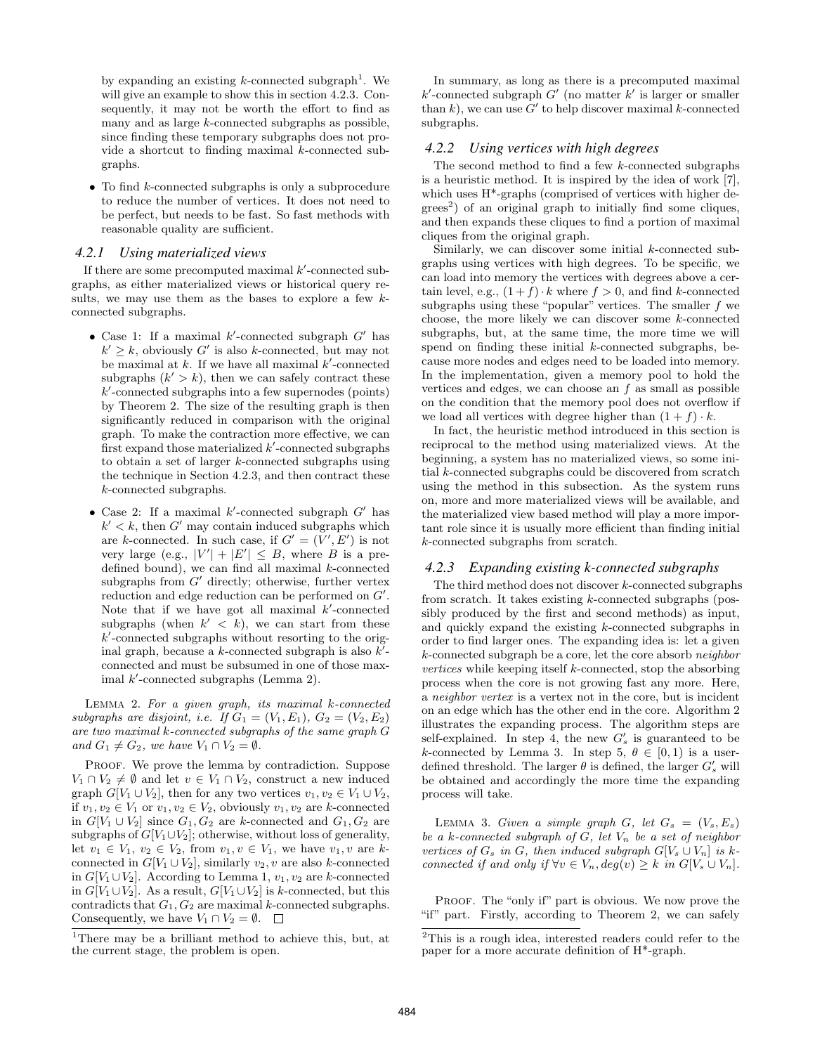by expanding an existing $k$-connected subgraph[1]. We will give an example to show this in section 4.2.3. Consequently, it may not be worth the effort to find as many and as large $k$-connected subgraphs as possible, since finding these temporary subgraphs does not provide a shortcut to finding maximal $k$-connected subgraphs.

- To find $k$-connected subgraphs is only a subprocedure to reduce the number of vertices. It does not need to be perfect, but needs to be fast. So fast methods with reasonable quality are sufficient.

### 4.2.1 Using materialized views

If there are some precomputed maximal $k'$-connected subgraphs, as either materialized views or historical query results, we may use them as the bases to explore a few $k$-connected subgraphs.

- Case 1: If a maximal $k'$-connected subgraph $G'$ has $k' \geq k$, obviously $G'$ is also $k$-connected, but may not be maximal at $k$. If we have all maximal $k'$-connected subgraphs ($k' > k$), then we can safely contract these $k'$-connected subgraphs into a few supernodes (points) by Theorem 2. The size of the resulting graph is then significantly reduced in comparison with the original graph. To make the contraction more effective, we can first expand those materialized $k'$-connected subgraphs to obtain a set of larger $k$-connected subgraphs using the technique in Section 4.2.3, and then contract these $k$-connected subgraphs.

- Case 2: If a maximal $k'$-connected subgraph $G'$ has $k' < k$, then $G'$ may contain induced subgraphs which are $k$-connected. In such case, if $G' = (V', E')$ is not very large (e.g., $|V'| + |E'| \leq B$, where $B$ is a predefined bound), we can find all maximal $k$-connected subgraphs from $G'$ directly; otherwise, further vertex reduction and edge reduction can be performed on $G'$. Note that if we have got all maximal $k'$-connected subgraphs (when $k' < k$), we can start from these $k'$-connected subgraphs without resorting to the original graph, because a $k$-connected subgraph is also $k'$-connected and must be subsumed in one of those maximal $k'$-connected subgraphs (Lemma 2).

Lemma 2. *For a given graph, its maximal $k$-connected subgraphs are disjoint, i.e. If $G_1 = (V_1, E_1)$, $G_2 = (V_2, E_2)$ are two maximal $k$-connected subgraphs of the same graph $G$ and $G_1 \neq G_2$, we have $V_1 \cap V_2 = \emptyset$.*

Proof. We prove the lemma by contradiction. Suppose $V_1 \cap V_2 \neq \emptyset$ and let $v \in V_1 \cap V_2$, construct a new induced graph $G[V_1 \cup V_2]$, then for any two vertices $v_1, v_2 \in V_1 \cup V_2$, if $v_1, v_2 \in V_1$ or $v_1, v_2 \in V_2$, obviously $v_1, v_2$ are $k$-connected in $G[V_1 \cup V_2]$ since $G_1, G_2$ are $k$-connected and $G_1, G_2$ are subgraphs of $G[V_1 \cup V_2]$; otherwise, without loss of generality, let $v_1 \in V_1$, $v_2 \in V_2$, from $v_1, v \in V_1$, we have $v_1, v$ are $k$-connected in $G[V_1 \cup V_2]$, similarly $v_2, v$ are also $k$-connected in $G[V_1 \cup V_2]$. According to Lemma 1, $v_1, v_2$ are $k$-connected in $G[V_1 \cup V_2]$. As a result, $G[V_1 \cup V_2]$ is $k$-connected, but this contradicts that $G_1, G_2$ are maximal $k$-connected subgraphs. Consequently, we have $V_1 \cap V_2 = \emptyset$. □

[1]There may be a brilliant method to achieve this, but, at the current stage, the problem is open.

In summary, as long as there is a precomputed maximal $k'$-connected subgraph $G'$ (no matter $k'$ is larger or smaller than $k$), we can use $G'$ to help discover maximal $k$-connected subgraphs.

### 4.2.2 Using vertices with high degrees

The second method to find a few $k$-connected subgraphs is a heuristic method. It is inspired by the idea of work [7], which uses H*-graphs (comprised of vertices with higher degrees[2]) of an original graph to initially find some cliques, and then expands these cliques to find a portion of maximal cliques from the original graph.

Similarly, we can discover some initial $k$-connected subgraphs using vertices with high degrees. To be specific, we can load into memory the vertices with degrees above a certain level, e.g., $(1 + f) \cdot k$ where $f > 0$, and find $k$-connected subgraphs using these "popular" vertices. The smaller $f$ we choose, the more likely we can discover some $k$-connected subgraphs, but, at the same time, the more time we will spend on finding these initial $k$-connected subgraphs, because more nodes and edges need to be loaded into memory. In the implementation, given a memory pool to hold the vertices and edges, we can choose an $f$ as small as possible on the condition that the memory pool does not overflow if we load all vertices with degree higher than $(1 + f) \cdot k$.

In fact, the heuristic method introduced in this section is reciprocal to the method using materialized views. At the beginning, a system has no materialized views, so some initial $k$-connected subgraphs could be discovered from scratch using the method in this subsection. As the system runs on, more and more materialized views will be available, and the materialized view based method will play a more important role since it is usually more efficient than finding initial $k$-connected subgraphs from scratch.

### 4.2.3 Expanding existing k-connected subgraphs

The third method does not discover $k$-connected subgraphs from scratch. It takes existing $k$-connected subgraphs (possibly produced by the first and second methods) as input, and quickly expand the existing $k$-connected subgraphs in order to find larger ones. The expanding idea is: let a given $k$-connected subgraph be a core, let the core absorb *neighbor vertices* while keeping itself $k$-connected, stop the absorbing process when the core is not growing fast any more. Here, a *neighbor vertex* is a vertex not in the core, but is incident on an edge which has the other end in the core. Algorithm 2 illustrates the expanding process. The algorithm steps are self-explained. In step 4, the new $G'_s$ is guaranteed to be $k$-connected by Lemma 3. In step 5, $\theta \in [0, 1)$ is a user-defined threshold. The larger $\theta$ is defined, the larger $G'_s$ will be obtained and accordingly the more time the expanding process will take.

Lemma 3. *Given a simple graph $G$, let $G_s = (V_s, E_s)$ be a $k$-connected subgraph of $G$, let $V_n$ be a set of neighbor vertices of $G_s$ in $G$, then induced subgraph $G[V_s \cup V_n]$ is $k$-connected if and only if $\forall v \in V_n, deg(v) \geq k$ in $G[V_s \cup V_n]$.*

Proof. The "only if" part is obvious. We now prove the "if" part. Firstly, according to Theorem 2, we can safely

[2]This is a rough idea, interested readers could refer to the paper for a more accurate definition of H*-graph.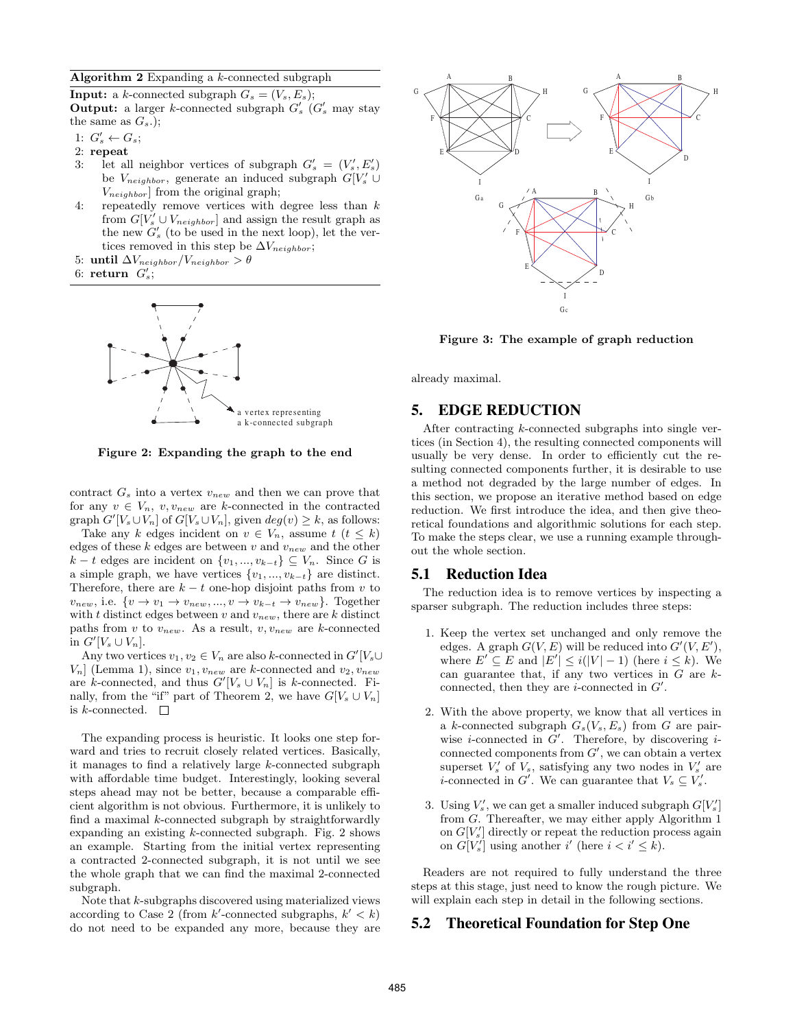**Algorithm 2** Expanding a $k$-connected subgraph

**Input:** a $k$-connected subgraph $G_s = (V_s, E_s)$;
**Output:** a larger $k$-connected subgraph $G'_s$ ($G'_s$ may stay the same as $G_s$.);

1: $G'_s \leftarrow G_s$;
2: **repeat**
3: let all neighbor vertices of subgraph $G'_s = (V'_s, E'_s)$ be $V_{neighbor}$, generate an induced subgraph $G[V'_s \cup V_{neighbor}]$ from the original graph;
4: repeatedly remove vertices with degree less than $k$ from $G[V'_s \cup V_{neighbor}]$ and assign the result graph as the new $G'_s$ (to be used in the next loop), let the vertices removed in this step be $\Delta V_{neighbor}$;
5: **until** $\Delta V_{neighbor}/V_{neighbor} > \theta$
6: **return** $G'_s$;

Figure 2: Expanding the graph to the end

contract $G_s$ into a vertex $v_{new}$ and then we can prove that for any $v \in V_n$, $v, v_{new}$ are $k$-connected in the contracted graph $G'[V_s \cup V_n]$ of $G[V_s \cup V_n]$, given $deg(v) \geq k$, as follows:

Take any $k$ edges incident on $v \in V_n$, assume $t$ ($t \leq k$) edges of these $k$ edges are between $v$ and $v_{new}$ and the other $k-t$ edges are incident on $\{v_1, ..., v_{k-t}\} \subseteq V_n$. Since $G$ is a simple graph, we have vertices $\{v_1, ..., v_{k-t}\}$ are distinct. Therefore, there are $k-t$ one-hop disjoint paths from $v$ to $v_{new}$, i.e. $\{v \rightarrow v_1 \rightarrow v_{new}, ..., v \rightarrow v_{k-t} \rightarrow v_{new}\}$. Together with $t$ distinct edges between $v$ and $v_{new}$, there are $k$ distinct paths from $v$ to $v_{new}$. As a result, $v, v_{new}$ are $k$-connected in $G'[V_s \cup V_n]$.

Any two vertices $v_1, v_2 \in V_n$ are also $k$-connected in $G'[V_s \cup V_n]$ (Lemma 1), since $v_1, v_{new}$ are $k$-connected and $v_2, v_{new}$ are $k$-connected, and thus $G'[V_s \cup V_n]$ is $k$-connected. Finally, from the "if" part of Theorem 2, we have $G[V_s \cup V_n]$ is $k$-connected. □

The expanding process is heuristic. It looks one step forward and tries to recruit closely related vertices. Basically, it manages to find a relatively large $k$-connected subgraph with affordable time budget. Interestingly, looking several steps ahead may not be better, because a comparable efficient algorithm is not obvious. Furthermore, it is unlikely to find a maximal $k$-connected subgraph by straightforwardly expanding an existing $k$-connected subgraph. Fig. 2 shows an example. Starting from the initial vertex representing a contracted 2-connected subgraph, it is not until we see the whole graph that we can find the maximal 2-connected subgraph.

Note that $k$-subgraphs discovered using materialized views according to Case 2 (from $k'$-connected subgraphs, $k' < k$) do not need to be expanded any more, because they are already maximal.

Figure 3: The example of graph reduction

## 5. EDGE REDUCTION

After contracting $k$-connected subgraphs into single vertices (in Section 4), the resulting connected components will usually be very dense. In order to efficiently cut the resulting connected components further, it is desirable to use a method not degraded by the large number of edges. In this section, we propose an iterative method based on edge reduction. We first introduce the idea, and then give theoretical foundations and algorithmic solutions for each step. To make the steps clear, we use a running example throughout the whole section.

### 5.1 Reduction Idea

The reduction idea is to remove vertices by inspecting a sparser subgraph. The reduction includes three steps:

1. Keep the vertex set unchanged and only remove the edges. A graph $G(V, E)$ will be reduced into $G'(V, E')$, where $E' \subseteq E$ and $|E'| \leq i(|V| - 1)$ (here $i \leq k$). We can guarantee that, if any two vertices in $G$ are $k$-connected, then they are $i$-connected in $G'$.

2. With the above property, we know that all vertices in a $k$-connected subgraph $G_s(V_s, E_s)$ from $G$ are pairwise $i$-connected in $G'$. Therefore, by discovering $i$-connected components from $G'$, we can obtain a vertex superset $V'_s$ of $V_s$, satisfying any two nodes in $V'_s$ are $i$-connected in $G'$. We can guarantee that $V_s \subseteq V'_s$.

3. Using $V'_s$, we can get a smaller induced subgraph $G[V'_s]$ from $G$. Thereafter, we may either apply Algorithm 1 on $G[V'_s]$ directly or repeat the reduction process again on $G[V'_s]$ using another $i'$ (here $i < i' \leq k$).

Readers are not required to fully understand the three steps at this stage, just need to know the rough picture. We will explain each step in detail in the following sections.

### 5.2 Theoretical Foundation for Step One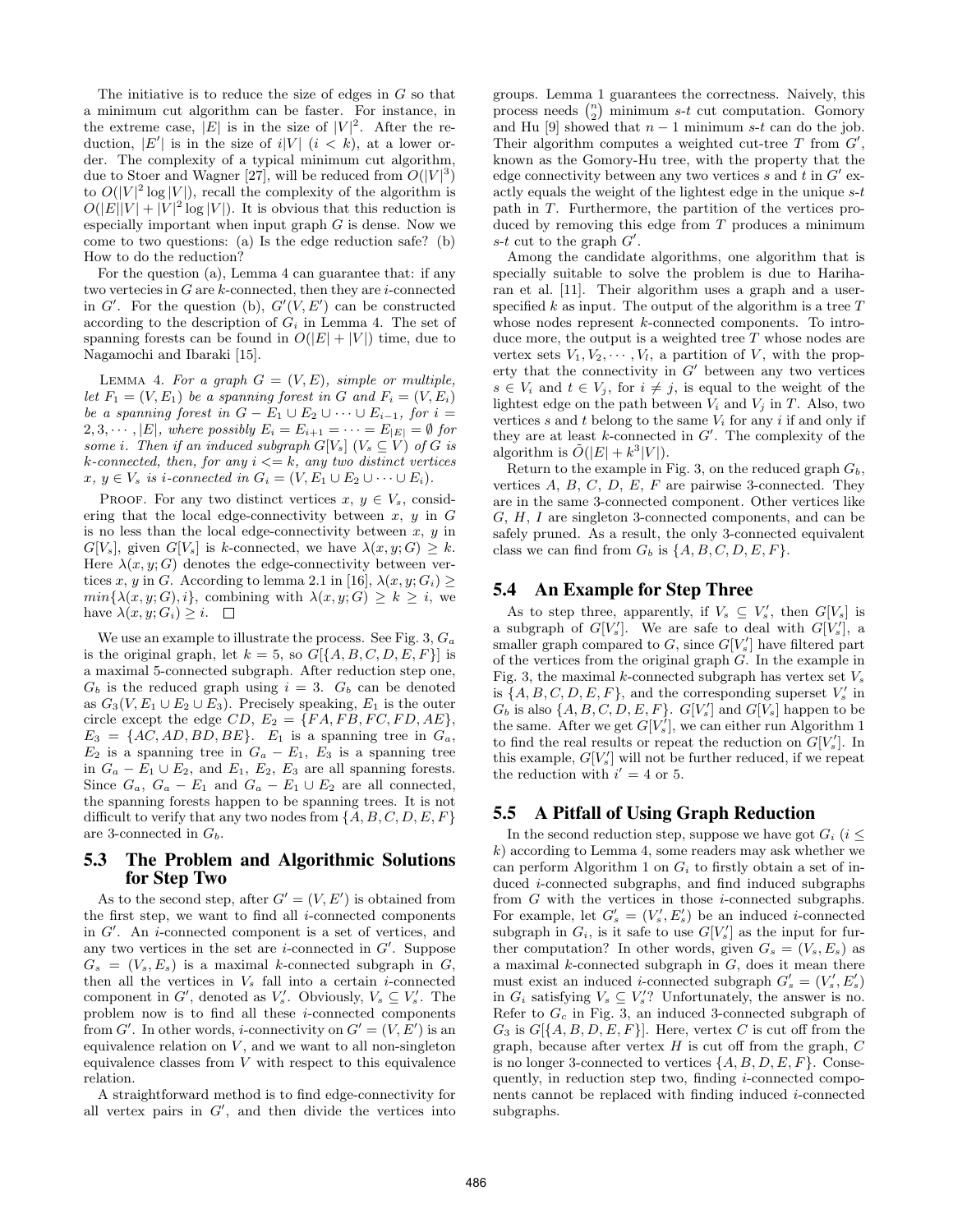The initiative is to reduce the size of edges in $G$ so that a minimum cut algorithm can be faster. For instance, in the extreme case, $|E|$ is in the size of $|V|^2$. After the reduction, $|E'|$ is in the size of $i|V|$ $(i < k)$, at a lower order. The complexity of a typical minimum cut algorithm, due to Stoer and Wagner [27], will be reduced from $O(|V|^3)$ to $O(|V|^2 \log |V|)$, recall the complexity of the algorithm is $O(|E||V| + |V|^2 \log |V|)$. It is obvious that this reduction is especially important when input graph $G$ is dense. Now we come to two questions: (a) Is the edge reduction safe? (b) How to do the reduction?

For the question (a), Lemma 4 can guarantee that: if any two vertecies in $G$ are $k$-connected, then they are $i$-connected in $G'$. For the question (b), $G'(V, E')$ can be constructed according to the description of $G_i$ in Lemma 4. The set of spanning forests can be found in $O(|E| + |V|)$ time, due to Nagamochi and Ibaraki [15].

LEMMA 4. *For a graph $G = (V, E)$, simple or multiple, let $F_1 = (V, E_1)$ be a spanning forest in $G$ and $F_i = (V, E_i)$ be a spanning forest in $G - E_1 \cup E_2 \cup \cdots \cup E_{i-1}$, for $i = 2, 3, \cdots, |E|$, where possibly $E_i = E_{i+1} = \cdots = E_{|E|} = \emptyset$ for some $i$. Then if an induced subgraph $G[V_s]$ $(V_s \subseteq V)$ of $G$ is $k$-connected, then, for any $i <= k$, any two distinct vertices $x, y \in V_s$ is $i$-connected in $G_i = (V, E_1 \cup E_2 \cup \cdots \cup E_i)$.*

PROOF. For any two distinct vertices $x, y \in V_s$, considering that the local edge-connectivity between $x$, $y$ in $G$ is no less than the local edge-connectivity between $x$, $y$ in $G[V_s]$, given $G[V_s]$ is $k$-connected, we have $\lambda(x, y; G) \geq k$. Here $\lambda(x, y; G)$ denotes the edge-connectivity between vertices $x$, $y$ in $G$. According to lemma 2.1 in [16], $\lambda(x, y; G_i) \geq min\{\lambda(x, y; G), i\}$, combining with $\lambda(x, y; G) \geq k \geq i$, we have $\lambda(x, y; G_i) \geq i$. □

We use an example to illustrate the process. See Fig. 3, $G_a$ is the original graph, let $k = 5$, so $G[\{A, B, C, D, E, F\}]$ is a maximal 5-connected subgraph. After reduction step one, $G_b$ is the reduced graph using $i = 3$. $G_b$ can be denoted as $G_3(V, E_1 \cup E_2 \cup E_3)$. Precisely speaking, $E_1$ is the outer circle except the edge $CD$, $E_2 = \{FA, FB, FC, FD, AE\}$, $E_3 = \{AC, AD, BD, BE\}$. $E_1$ is a spanning tree in $G_a$, $E_2$ is a spanning tree in $G_a - E_1$, $E_3$ is a spanning tree in $G_a - E_1 \cup E_2$, and $E_1$, $E_2$, $E_3$ are all spanning forests. Since $G_a$, $G_a - E_1$ and $G_a - E_1 \cup E_2$ are all connected, the spanning forests happen to be spanning trees. It is not difficult to verify that any two nodes from $\{A, B, C, D, E, F\}$ are 3-connected in $G_b$.

## 5.3 The Problem and Algorithmic Solutions for Step Two

As to the second step, after $G' = (V, E')$ is obtained from the first step, we want to find all $i$-connected components in $G'$. An $i$-connected component is a set of vertices, and any two vertices in the set are $i$-connected in $G'$. Suppose $G_s = (V_s, E_s)$ is a maximal $k$-connected subgraph in $G$, then all the vertices in $V_s$ fall into a certain $i$-connected component in $G'$, denoted as $V'_s$. Obviously, $V_s \subseteq V'_s$. The problem now is to find all these $i$-connected components from $G'$. In other words, $i$-connectivity on $G' = (V, E')$ is an equivalence relation on $V$, and we want to all non-singleton equivalence classes from $V$ with respect to this equivalence relation.

A straightforward method is to find edge-connectivity for all vertex pairs in $G'$, and then divide the vertices into groups. Lemma 1 guarantees the correctness. Naively, this process needs $\binom{n}{2}$ minimum $s$-$t$ cut computation. Gomory and Hu [9] showed that $n - 1$ minimum $s$-$t$ can do the job. Their algorithm computes a weighted cut-tree $T$ from $G'$, known as the Gomory-Hu tree, with the property that the edge connectivity between any two vertices $s$ and $t$ in $G'$ exactly equals the weight of the lightest edge in the unique $s$-$t$ path in $T$. Furthermore, the partition of the vertices produced by removing this edge from $T$ produces a minimum $s$-$t$ cut to the graph $G'$.

Among the candidate algorithms, one algorithm that is specially suitable to solve the problem is due to Hariharan et al. [11]. Their algorithm uses a graph and a user-specified $k$ as input. The output of the algorithm is a tree $T$ whose nodes represent $k$-connected components. To introduce more, the output is a weighted tree $T$ whose nodes are vertex sets $V_1, V_2, \cdots, V_l$, a partition of $V$, with the property that the connectivity in $G'$ between any two vertices $s \in V_i$ and $t \in V_j$, for $i \neq j$, is equal to the weight of the lightest edge on the path between $V_i$ and $V_j$ in $T$. Also, two vertices $s$ and $t$ belong to the same $V_i$ for any $i$ if and only if they are at least $k$-connected in $G'$. The complexity of the algorithm is $\tilde{O}(|E| + k^3|V|)$.

Return to the example in Fig. 3, on the reduced graph $G_b$, vertices $A$, $B$, $C$, $D$, $E$, $F$ are pairwise 3-connected. They are in the same 3-connected component. Other vertices like $G$, $H$, $I$ are singleton 3-connected components, and can be safely pruned. As a result, the only 3-connected equivalent class we can find from $G_b$ is $\{A, B, C, D, E, F\}$.

## 5.4 An Example for Step Three

As to step three, apparently, if $V_s \subseteq V'_s$, then $G[V_s]$ is a subgraph of $G[V'_s]$. We are safe to deal with $G[V'_s]$, a smaller graph compared to $G$, since $G[V'_s]$ have filtered part of the vertices from the original graph $G$. In the example in Fig. 3, the maximal $k$-connected subgraph has vertex set $V_s$ is $\{A, B, C, D, E, F\}$, and the corresponding superset $V'_s$ in $G_b$ is also $\{A, B, C, D, E, F\}$. $G[V'_s]$ and $G[V_s]$ happen to be the same. After we get $G[V'_s]$, we can either run Algorithm 1 to find the real results or repeat the reduction on $G[V'_s]$. In this example, $G[V'_s]$ will not be further reduced, if we repeat the reduction with $i' = 4$ or 5.

## 5.5 A Pitfall of Using Graph Reduction

In the second reduction step, suppose we have got $G_i$ $(i \leq k)$ according to Lemma 4, some readers may ask whether we can perform Algorithm 1 on $G_i$ to firstly obtain a set of induced $i$-connected subgraphs, and find induced subgraphs from $G$ with the vertices in those $i$-connected subgraphs. For example, let $G'_s = (V'_s, E'_s)$ be an induced $i$-connected subgraph in $G_i$, is it safe to use $G[V'_s]$ as the input for further computation? In other words, given $G_s = (V_s, E_s)$ as a maximal $k$-connected subgraph in $G$, does it mean there must exist an induced $i$-connected subgraph $G'_s = (V'_s, E'_s)$ in $G_i$ satisfying $V_s \subseteq V'_s$? Unfortunately, the answer is no. Refer to $G_c$ in Fig. 3, an induced 3-connected subgraph of $G_3$ is $G[\{A, B, D, E, F\}]$. Here, vertex $C$ is cut off from the graph, because after vertex $H$ is cut off from the graph, $C$ is no longer 3-connected to vertices $\{A, B, D, E, F\}$. Consequently, in reduction step two, finding $i$-connected components cannot be replaced with finding induced $i$-connected subgraphs.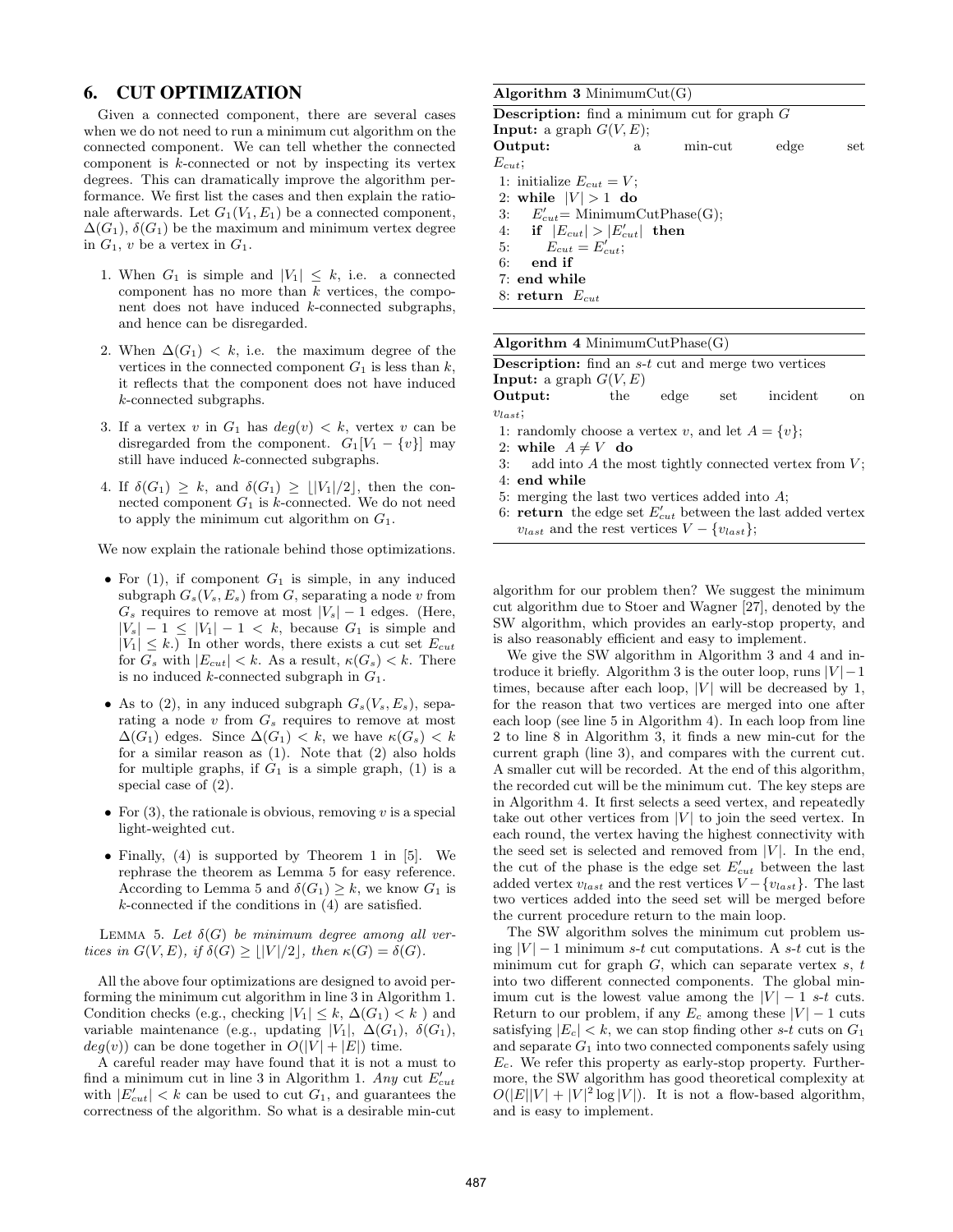## 6. CUT OPTIMIZATION

Given a connected component, there are several cases when we do not need to run a minimum cut algorithm on the connected component. We can tell whether the connected component is $k$-connected or not by inspecting its vertex degrees. This can dramatically improve the algorithm performance. We first list the cases and then explain the rationale afterwards. Let $G_1(V_1, E_1)$ be a connected component, $\Delta(G_1)$, $\delta(G_1)$ be the maximum and minimum vertex degree in $G_1$, $v$ be a vertex in $G_1$.

1. When $G_1$ is simple and $|V_1| \leq k$, i.e. a connected component has no more than $k$ vertices, the component does not have induced $k$-connected subgraphs, and hence can be disregarded.
2. When $\Delta(G_1) < k$, i.e. the maximum degree of the vertices in the connected component $G_1$ is less than $k$, it reflects that the component does not have induced $k$-connected subgraphs.
3. If a vertex $v$ in $G_1$ has $deg(v) < k$, vertex $v$ can be disregarded from the component. $G_1[V_1 - \{v\}]$ may still have induced $k$-connected subgraphs.
4. If $\delta(G_1) \geq k$, and $\delta(G_1) \geq \lfloor |V_1|/2 \rfloor$, then the connected component $G_1$ is $k$-connected. We do not need to apply the minimum cut algorithm on $G_1$.

We now explain the rationale behind those optimizations.

- For (1), if component $G_1$ is simple, in any induced subgraph $G_s(V_s, E_s)$ from $G$, separating a node $v$ from $G_s$ requires to remove at most $|V_s| - 1$ edges. (Here, $|V_s| - 1 \leq |V_1| - 1 < k$, because $G_1$ is simple and $|V_1| \leq k$.) In other words, there exists a cut set $E_{cut}$ for $G_s$ with $|E_{cut}| < k$. As a result, $\kappa(G_s) < k$. There is no induced $k$-connected subgraph in $G_1$.
- As to (2), in any induced subgraph $G_s(V_s, E_s)$, separating a node $v$ from $G_s$ requires to remove at most $\Delta(G_1)$ edges. Since $\Delta(G_1) < k$, we have $\kappa(G_s) < k$ for a similar reason as (1). Note that (2) also holds for multiple graphs, if $G_1$ is a simple graph, (1) is a special case of (2).
- For (3), the rationale is obvious, removing $v$ is a special light-weighted cut.
- Finally, (4) is supported by Theorem 1 in [5]. We rephrase the theorem as Lemma 5 for easy reference. According to Lemma 5 and $\delta(G_1) \geq k$, we know $G_1$ is $k$-connected if the conditions in (4) are satisfied.

LEMMA 5. *Let $\delta(G)$ be minimum degree among all vertices in $G(V, E)$, if $\delta(G) \geq \lfloor |V|/2 \rfloor$, then $\kappa(G) = \delta(G)$.*

All the above four optimizations are designed to avoid performing the minimum cut algorithm in line 3 in Algorithm 1. Condition checks (e.g., checking $|V_1| \leq k$, $\Delta(G_1) < k$ ) and variable maintenance (e.g., updating $|V_1|$, $\Delta(G_1)$, $\delta(G_1)$, $deg(v)$) can be done together in $O(|V| + |E|)$ time.

A careful reader may have found that it is not a must to find a minimum cut in line 3 in Algorithm 1. *Any* cut $E'_{cut}$ with $|E'_{cut}| < k$ can be used to cut $G_1$, and guarantees the correctness of the algorithm. So what is a desirable min-cut algorithm for our problem then? We suggest the minimum cut algorithm due to Stoer and Wagner [27], denoted by the SW algorithm, which provides an early-stop property, and is also reasonably efficient and easy to implement.

**Algorithm 3** MinimumCut(G)

**Description:** find a minimum cut for graph $G$
**Input:** a graph $G(V, E)$;
**Output:** a min-cut edge set $E_{cut}$;

```
1: initialize E_cut = V;
2: while |V| > 1 do
3:    E'_cut = MinimumCutPhase(G);
4:    if |E_cut| > |E'_cut| then
5:       E_cut = E'_cut;
6:    end if
7: end while
8: return E_cut
```

**Algorithm 4** MinimumCutPhase(G)

**Description:** find an $s$-$t$ cut and merge two vertices
**Input:** a graph $G(V, E)$
**Output:** the edge set incident on $v_{last}$;

```
1: randomly choose a vertex v, and let A = {v};
2: while A ≠ V do
3:    add into A the most tightly connected vertex from V;
4: end while
5: merging the last two vertices added into A;
6: return the edge set E'_cut between the last added vertex
   v_last and the rest vertices V − {v_last};
```

We give the SW algorithm in Algorithm 3 and 4 and introduce it briefly. Algorithm 3 is the outer loop, runs $|V| - 1$ times, because after each loop, $|V|$ will be decreased by 1, for the reason that two vertices are merged into one after each loop (see line 5 in Algorithm 4). In each loop from line 2 to line 8 in Algorithm 3, it finds a new min-cut for the current graph (line 3), and compares with the current cut. A smaller cut will be recorded. At the end of this algorithm, the recorded cut will be the minimum cut. The key steps are in Algorithm 4. It first selects a seed vertex, and repeatedly take out other vertices from $|V|$ to join the seed vertex. In each round, the vertex having the highest connectivity with the seed set is selected and removed from $|V|$. In the end, the cut of the phase is the edge set $E'_{cut}$ between the last added vertex $v_{last}$ and the rest vertices $V - \{v_{last}\}$. The last two vertices added into the seed set will be merged before the current procedure return to the main loop.

The SW algorithm solves the minimum cut problem using $|V| - 1$ minimum $s$-$t$ cut computations. A $s$-$t$ cut is the minimum cut for graph $G$, which can separate vertex $s$, $t$ into two different connected components. The global minimum cut is the lowest value among the $|V| - 1$ $s$-$t$ cuts. Return to our problem, if any $E_c$ among these $|V| - 1$ cuts satisfying $|E_c| < k$, we can stop finding other $s$-$t$ cuts on $G_1$ and separate $G_1$ into two connected components safely using $E_c$. We refer this property as early-stop property. Furthermore, the SW algorithm has good theoretical complexity at $O(|E||V| + |V|^2 \log |V|)$. It is not a flow-based algorithm, and is easy to implement.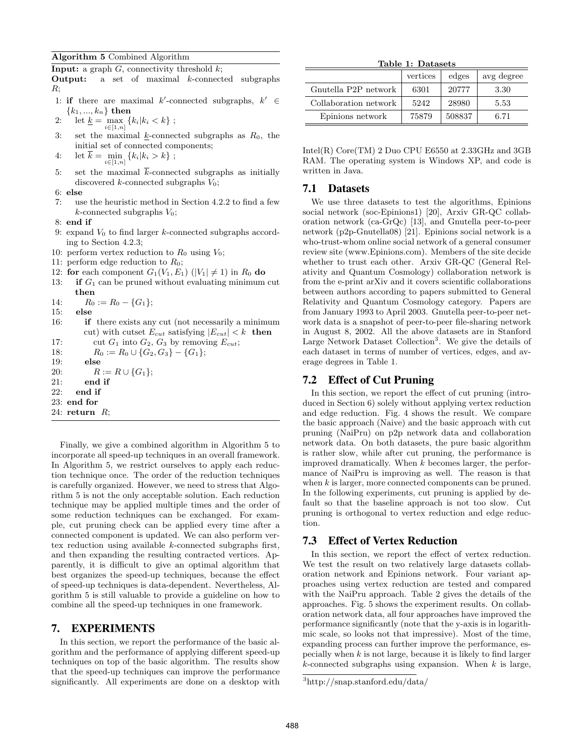**Algorithm 5** Combined Algorithm

**Input:** a graph $G$, connectivity threshold $k$;
**Output:** a set of maximal $k$-connected subgraphs $R$;

```
1: if there are maximal k'-connected subgraphs, k' ∈ {k_1, ..., k_n} then
2:   let k_ = max_{i∈[1,n]} {k_i | k_i < k} ;
3:   set the maximal k_-connected subgraphs as R_0, the initial set of connected components;
4:   let k¯ = min_{i∈[1,n]} {k_i | k_i > k} ;
5:   set the maximal k¯-connected subgraphs as initially discovered k-connected subgraphs V_0;
6: else
7:   use the heuristic method in Section 4.2.2 to find a few k-connected subgraphs V_0;
8: end if
9: expand V_0 to find larger k-connected subgraphs according to Section 4.2.3;
10: perform vertex reduction to R_0 using V_0;
11: perform edge reduction to R_0;
12: for each component G_1(V_1, E_1) (|V_1| ≠ 1) in R_0 do
13:   if G_1 can be pruned without evaluating minimum cut then
14:     R_0 := R_0 − {G_1};
15:   else
16:     if there exists any cut (not necessarily a minimum cut) with cutset E_cut satisfying |E_cut| < k then
17:       cut G_1 into G_2, G_3 by removing E_cut;
18:       R_0 := R_0 ∪ {G_2, G_3} − {G_1};
19:     else
20:       R := R ∪ {G_1};
21:     end if
22:   end if
23: end for
24: return R;
```

Finally, we give a combined algorithm in Algorithm 5 to incorporate all speed-up techniques in an overall framework. In Algorithm 5, we restrict ourselves to apply each reduction technique once. The order of the reduction techniques is carefully organized. However, we need to stress that Algorithm 5 is not the only acceptable solution. Each reduction technique may be applied multiple times and the order of some reduction techniques can be exchanged. For example, cut pruning check can be applied every time after a connected component is updated. We can also perform vertex reduction using available $k$-connected subgraphs first, and then expanding the resulting contracted vertices. Apparently, it is difficult to give an optimal algorithm that best organizes the speed-up techniques, because the effect of speed-up techniques is data-dependent. Nevertheless, Algorithm 5 is still valuable to provide a guideline on how to combine all the speed-up techniques in one framework.

## 7. EXPERIMENTS

In this section, we report the performance of the basic algorithm and the performance of applying different speed-up techniques on top of the basic algorithm. The results show that the speed-up techniques can improve the performance significantly. All experiments are done on a desktop with Intel(R) Core(TM) 2 Duo CPU E6550 at 2.33GHz and 3GB RAM. The operating system is Windows XP, and code is written in Java.

**Table 1: Datasets**

| | vertices | edges | avg degree |
|---|---|---|---|
| Gnutella P2P network | 6301 | 20777 | 3.30 |
| Collaboration network | 5242 | 28980 | 5.53 |
| Epinions network | 75879 | 508837 | 6.71 |

### 7.1 Datasets

We use three datasets to test the algorithms, Epinions social network (soc-Epinions1) [20], Arxiv GR-QC collaboration network (ca-GrQc) [13], and Gnutella peer-to-peer network (p2p-Gnutella08) [21]. Epinions social network is a who-trust-whom online social network of a general consumer review site (www.Epinions.com). Members of the site decide whether to trust each other. Arxiv GR-QC (General Relativity and Quantum Cosmology) collaboration network is from the e-print arXiv and it covers scientific collaborations between authors according to papers submitted to General Relativity and Quantum Cosmology category. Papers are from January 1993 to April 2003. Gnutella peer-to-peer network data is a snapshot of peer-to-peer file-sharing network in August 8, 2002. All the above datasets are in Stanford Large Network Dataset Collection[3]. We give the details of each dataset in terms of number of vertices, edges, and average degrees in Table 1.

### 7.2 Effect of Cut Pruning

In this section, we report the effect of cut pruning (introduced in Section 6) solely without applying vertex reduction and edge reduction. Fig. 4 shows the result. We compare the basic approach (Naive) and the basic approach with cut pruning (NaiPru) on p2p network data and collaboration network data. On both datasets, the pure basic algorithm is rather slow, while after cut pruning, the performance is improved dramatically. When $k$ becomes larger, the performance of NaiPru is improving as well. The reason is that when $k$ is larger, more connected components can be pruned. In the following experiments, cut pruning is applied by default so that the baseline approach is not too slow. Cut pruning is orthogonal to vertex reduction and edge reduction.

### 7.3 Effect of Vertex Reduction

In this section, we report the effect of vertex reduction. We test the result on two relatively large datasets collaboration network and Epinions network. Four variant approaches using vertex reduction are tested and compared with the NaiPru approach. Table 2 gives the details of the approaches. Fig. 5 shows the experiment results. On collaboration network data, all four approaches have improved the performance significantly (note that the y-axis is in logarithmic scale, so looks not that impressive). Most of the time, expanding process can further improve the performance, especially when $k$ is not large, because it is likely to find larger $k$-connected subgraphs using expansion. When $k$ is large,

[3] http://snap.stanford.edu/data/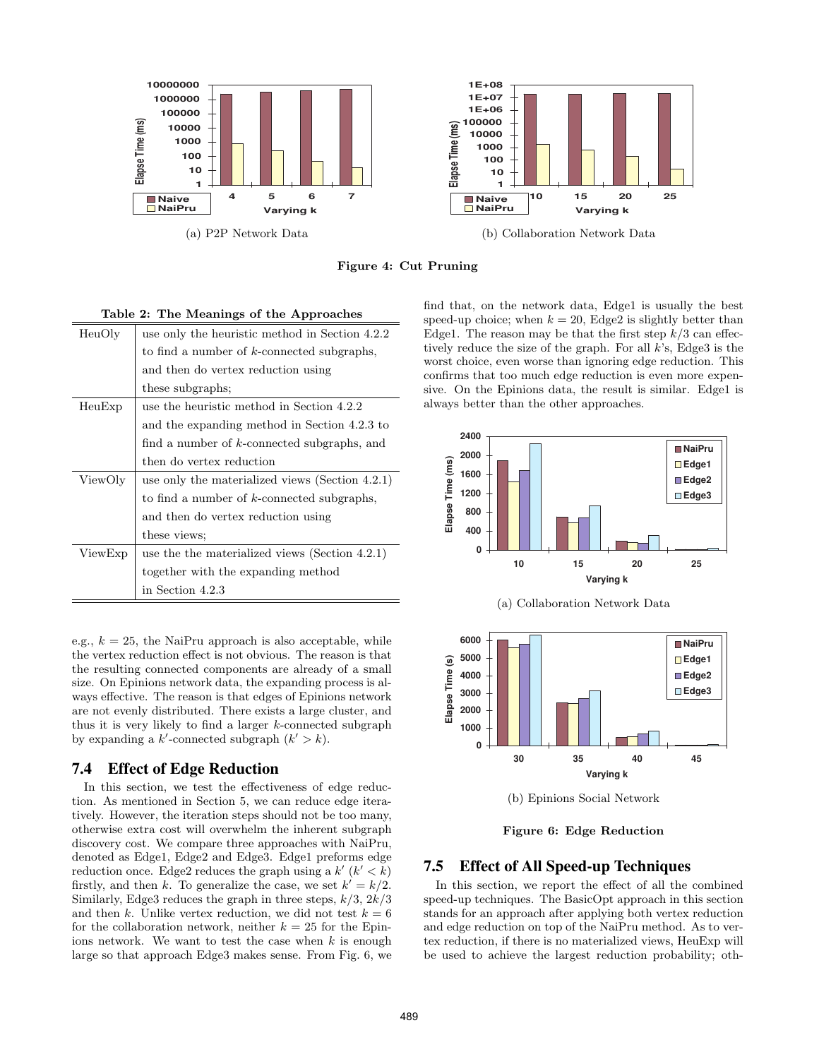Figure 4: Cut Pruning

(a) P2P Network Data

(b) Collaboration Network Data

**Table 2: The Meanings of the Approaches**

| | |
|---|---|
| HeuOly | use only the heuristic method in Section 4.2.2 to find a number of $k$-connected subgraphs, and then do vertex reduction using these subgraphs; |
| HeuExp | use the heuristic method in Section 4.2.2 and the expanding method in Section 4.2.3 to find a number of $k$-connected subgraphs, and then do vertex reduction |
| ViewOly | use only the materialized views (Section 4.2.1) to find a number of $k$-connected subgraphs, and then do vertex reduction using these views; |
| ViewExp | use the the materialized views (Section 4.2.1) together with the expanding method in Section 4.2.3 |

e.g., $k = 25$, the NaiPru approach is also acceptable, while the vertex reduction effect is not obvious. The reason is that the resulting connected components are already of a small size. On Epinions network data, the expanding process is always effective. The reason is that edges of Epinions network are not evenly distributed. There exists a large cluster, and thus it is very likely to find a larger $k$-connected subgraph by expanding a $k'$-connected subgraph ($k' > k$).

## 7.4 Effect of Edge Reduction

In this section, we test the effectiveness of edge reduction. As mentioned in Section 5, we can reduce edge iteratively. However, the iteration steps should not be too many, otherwise extra cost will overwhelm the inherent subgraph discovery cost. We compare three approaches with NaiPru, denoted as Edge1, Edge2 and Edge3. Edge1 preforms edge reduction once. Edge2 reduces the graph using a $k'$ ($k' < k$) firstly, and then $k$. To generalize the case, we set $k' = k/2$. Similarly, Edge3 reduces the graph in three steps, $k/3$, $2k/3$ and then $k$. Unlike vertex reduction, we did not test $k = 6$ for the collaboration network, neither $k = 25$ for the Epinions network. We want to test the case when $k$ is enough large so that approach Edge3 makes sense. From Fig. 6, we find that, on the network data, Edge1 is usually the best speed-up choice; when $k = 20$, Edge2 is slightly better than Edge1. The reason may be that the first step $k/3$ can effectively reduce the size of the graph. For all $k$'s, Edge3 is the worst choice, even worse than ignoring edge reduction. This confirms that too much edge reduction is even more expensive. On the Epinions data, the result is similar. Edge1 is always better than the other approaches.

(a) Collaboration Network Data

(b) Epinions Social Network

Figure 6: Edge Reduction

## 7.5 Effect of All Speed-up Techniques

In this section, we report the effect of all the combined speed-up techniques. The BasicOpt approach in this section stands for an approach after applying both vertex reduction and edge reduction on top of the NaiPru method. As to vertex reduction, if there is no materialized views, HeuExp will be used to achieve the largest reduction probability; oth-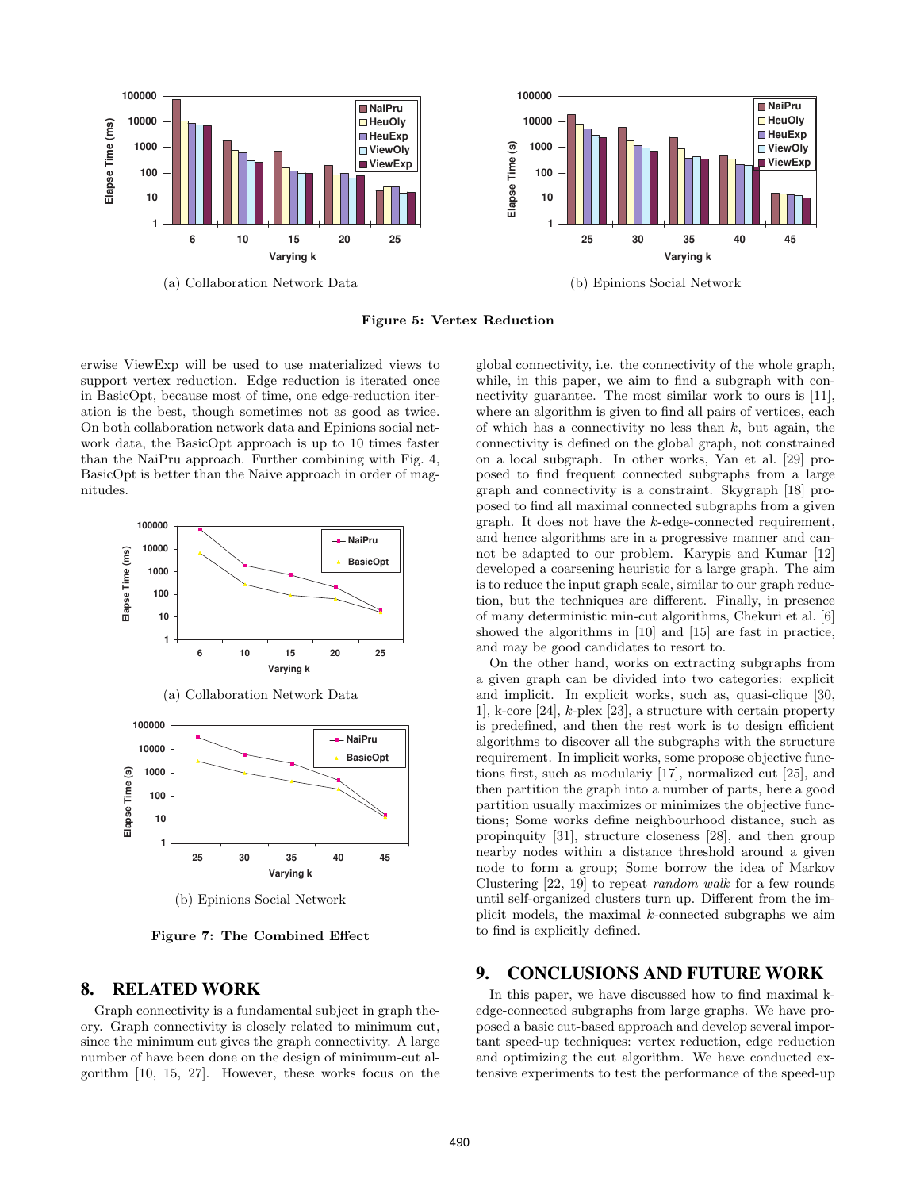(a) Collaboration Network Data

(b) Epinions Social Network

**Figure 5: Vertex Reduction**

erwise ViewExp will be used to use materialized views to support vertex reduction. Edge reduction is iterated once in BasicOpt, because most of time, one edge-reduction iteration is the best, though sometimes not as good as twice. On both collaboration network data and Epinions social network data, the BasicOpt approach is up to 10 times faster than the NaiPru approach. Further combining with Fig. 4, BasicOpt is better than the Naive approach in order of magnitudes.

(a) Collaboration Network Data

(b) Epinions Social Network

**Figure 7: The Combined Effect**

## 8. RELATED WORK

Graph connectivity is a fundamental subject in graph theory. Graph connectivity is closely related to minimum cut, since the minimum cut gives the graph connectivity. A large number of have been done on the design of minimum-cut algorithm [10, 15, 27]. However, these works focus on the global connectivity, i.e. the connectivity of the whole graph, while, in this paper, we aim to find a subgraph with connectivity guarantee. The most similar work to ours is [11], where an algorithm is given to find all pairs of vertices, each of which has a connectivity no less than $k$, but again, the connectivity is defined on the global graph, not constrained on a local subgraph. In other works, Yan et al. [29] proposed to find frequent connected subgraphs from a large graph and connectivity is a constraint. Skygraph [18] proposed to find all maximal connected subgraphs from a given graph. It does not have the $k$-edge-connected requirement, and hence algorithms are in a progressive manner and cannot be adapted to our problem. Karypis and Kumar [12] developed a coarsening heuristic for a large graph. The aim is to reduce the input graph scale, similar to our graph reduction, but the techniques are different. Finally, in presence of many deterministic min-cut algorithms, Chekuri et al. [6] showed the algorithms in [10] and [15] are fast in practice, and may be good candidates to resort to.

On the other hand, works on extracting subgraphs from a given graph can be divided into two categories: explicit and implicit. In explicit works, such as, quasi-clique [30, 1], k-core [24], $k$-plex [23], a structure with certain property is predefined, and then the rest work is to design efficient algorithms to discover all the subgraphs with the structure requirement. In implicit works, some propose objective functions first, such as modulariy [17], normalized cut [25], and then partition the graph into a number of parts, here a good partition usually maximizes or minimizes the objective functions; Some works define neighbourhood distance, such as propinquity [31], structure closeness [28], and then group nearby nodes within a distance threshold around a given node to form a group; Some borrow the idea of Markov Clustering [22, 19] to repeat *random walk* for a few rounds until self-organized clusters turn up. Different from the implicit models, the maximal $k$-connected subgraphs we aim to find is explicitly defined.

## 9. CONCLUSIONS AND FUTURE WORK

In this paper, we have discussed how to find maximal k-edge-connected subgraphs from large graphs. We have proposed a basic cut-based approach and develop several important speed-up techniques: vertex reduction, edge reduction and optimizing the cut algorithm. We have conducted extensive experiments to test the performance of the speed-up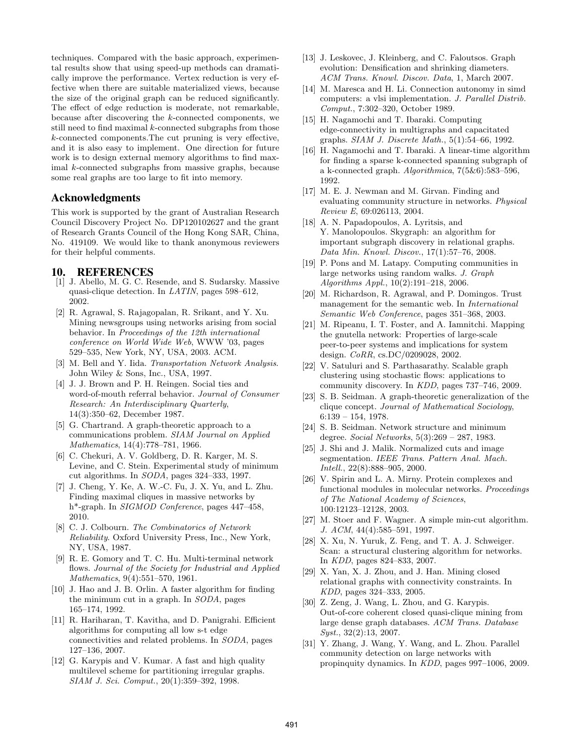techniques. Compared with the basic approach, experimental results show that using speed-up methods can dramatically improve the performance. Vertex reduction is very effective when there are suitable materialized views, because the size of the original graph can be reduced significantly. The effect of edge reduction is moderate, not remarkable, because after discovering the $k$-connected components, we still need to find maximal $k$-connected subgraphs from those $k$-connected components.The cut pruning is very effective, and it is also easy to implement. One direction for future work is to design external memory algorithms to find maximal $k$-connected subgraphs from massive graphs, because some real graphs are too large to fit into memory.

## Acknowledgments

This work is supported by the grant of Australian Research Council Discovery Project No. DP120102627 and the grant of Research Grants Council of the Hong Kong SAR, China, No. 419109. We would like to thank anonymous reviewers for their helpful comments.

## 10. REFERENCES

[1] J. Abello, M. G. C. Resende, and S. Sudarsky. Massive quasi-clique detection. In *LATIN*, pages 598–612, 2002.

[2] R. Agrawal, S. Rajagopalan, R. Srikant, and Y. Xu. Mining newsgroups using networks arising from social behavior. In *Proceedings of the 12th international conference on World Wide Web*, WWW '03, pages 529–535, New York, NY, USA, 2003. ACM.

[3] M. Bell and Y. Iida. *Transportation Network Analysis*. John Wiley & Sons, Inc., USA, 1997.

[4] J. J. Brown and P. H. Reingen. Social ties and word-of-mouth referral behavior. *Journal of Consumer Research: An Interdisciplinary Quarterly*, 14(3):350–62, December 1987.

[5] G. Chartrand. A graph-theoretic approach to a communications problem. *SIAM Journal on Applied Mathematics*, 14(4):778–781, 1966.

[6] C. Chekuri, A. V. Goldberg, D. R. Karger, M. S. Levine, and C. Stein. Experimental study of minimum cut algorithms. In *SODA*, pages 324–333, 1997.

[7] J. Cheng, Y. Ke, A. W.-C. Fu, J. X. Yu, and L. Zhu. Finding maximal cliques in massive networks by h*-graph. In *SIGMOD Conference*, pages 447–458, 2010.

[8] C. J. Colbourn. *The Combinatorics of Network Reliability*. Oxford University Press, Inc., New York, NY, USA, 1987.

[9] R. E. Gomory and T. C. Hu. Multi-terminal network flows. *Journal of the Society for Industrial and Applied Mathematics*, 9(4):551–570, 1961.

[10] J. Hao and J. B. Orlin. A faster algorithm for finding the minimum cut in a graph. In *SODA*, pages 165–174, 1992.

[11] R. Hariharan, T. Kavitha, and D. Panigrahi. Efficient algorithms for computing all low s-t edge connectivities and related problems. In *SODA*, pages 127–136, 2007.

[12] G. Karypis and V. Kumar. A fast and high quality multilevel scheme for partitioning irregular graphs. *SIAM J. Sci. Comput.*, 20(1):359–392, 1998.

[13] J. Leskovec, J. Kleinberg, and C. Faloutsos. Graph evolution: Densification and shrinking diameters. *ACM Trans. Knowl. Discov. Data*, 1, March 2007.

[14] M. Maresca and H. Li. Connection autonomy in simd computers: a vlsi implementation. *J. Parallel Distrib. Comput.*, 7:302–320, October 1989.

[15] H. Nagamochi and T. Ibaraki. Computing edge-connectivity in multigraphs and capacitated graphs. *SIAM J. Discrete Math.*, 5(1):54–66, 1992.

[16] H. Nagamochi and T. Ibaraki. A linear-time algorithm for finding a sparse k-connected spanning subgraph of a k-connected graph. *Algorithmica*, 7(5&6):583–596, 1992.

[17] M. E. J. Newman and M. Girvan. Finding and evaluating community structure in networks. *Physical Review E*, 69:026113, 2004.

[18] A. N. Papadopoulos, A. Lyritsis, and Y. Manolopoulos. Skygraph: an algorithm for important subgraph discovery in relational graphs. *Data Min. Knowl. Discov.*, 17(1):57–76, 2008.

[19] P. Pons and M. Latapy. Computing communities in large networks using random walks. *J. Graph Algorithms Appl.*, 10(2):191–218, 2006.

[20] M. Richardson, R. Agrawal, and P. Domingos. Trust management for the semantic web. In *International Semantic Web Conference*, pages 351–368, 2003.

[21] M. Ripeanu, I. T. Foster, and A. Iamnitchi. Mapping the gnutella network: Properties of large-scale peer-to-peer systems and implications for system design. *CoRR*, cs.DC/0209028, 2002.

[22] V. Satuluri and S. Parthasarathy. Scalable graph clustering using stochastic flows: applications to community discovery. In *KDD*, pages 737–746, 2009.

[23] S. B. Seidman. A graph-theoretic generalization of the clique concept. *Journal of Mathematical Sociology*, 6:139 – 154, 1978.

[24] S. B. Seidman. Network structure and minimum degree. *Social Networks*, 5(3):269 – 287, 1983.

[25] J. Shi and J. Malik. Normalized cuts and image segmentation. *IEEE Trans. Pattern Anal. Mach. Intell.*, 22(8):888–905, 2000.

[26] V. Spirin and L. A. Mirny. Protein complexes and functional modules in molecular networks. *Proceedings of The National Academy of Sciences*, 100:12123–12128, 2003.

[27] M. Stoer and F. Wagner. A simple min-cut algorithm. *J. ACM*, 44(4):585–591, 1997.

[28] X. Xu, N. Yuruk, Z. Feng, and T. A. J. Schweiger. Scan: a structural clustering algorithm for networks. In *KDD*, pages 824–833, 2007.

[29] X. Yan, X. J. Zhou, and J. Han. Mining closed relational graphs with connectivity constraints. In *KDD*, pages 324–333, 2005.

[30] Z. Zeng, J. Wang, L. Zhou, and G. Karypis. Out-of-core coherent closed quasi-clique mining from large dense graph databases. *ACM Trans. Database Syst.*, 32(2):13, 2007.

[31] Y. Zhang, J. Wang, Y. Wang, and L. Zhou. Parallel community detection on large networks with propinquity dynamics. In *KDD*, pages 997–1006, 2009.